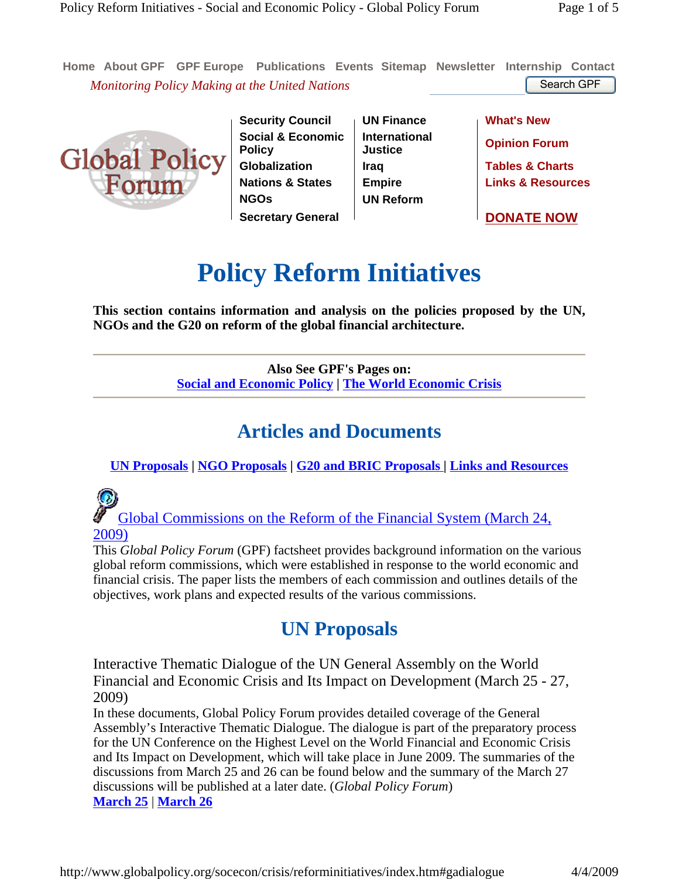Home About GPF GPF Europe Publications Events Sitemap Newsletter Internship Contact

*Monitoring Policy Making at the United Nations*

Search GPF

Security Council | Social & Economic Policy | Globalization | Nations & States | NGOs | Secretary General

UN Finance | International Justice | Iraq | Empire | UN Reform

What's New | Opinion Forum | Tables & Charts | Links & Resources

DONATE NOW

# Policy Reform Initiatives

**This section contains information and analysis on the policies proposed by the UN, NGOs and the G20 on reform of the global financial architecture.**

---

**Also See GPF's Pages on:**
**Social and Economic Policy | The World Economic Crisis**

---

## Articles and Documents

**UN Proposals | NGO Proposals | G20 and BRIC Proposals | Links and Resources**

Global Commissions on the Reform of the Financial System (March 24, 2009)

This *Global Policy Forum* (GPF) factsheet provides background information on the various global reform commissions, which were established in response to the world economic and financial crisis. The paper lists the members of each commission and outlines details of the objectives, work plans and expected results of the various commissions.

## UN Proposals

### Interactive Thematic Dialogue of the UN General Assembly on the World Financial and Economic Crisis and Its Impact on Development (March 25 - 27, 2009)

In these documents, Global Policy Forum provides detailed coverage of the General Assembly's Interactive Thematic Dialogue. The dialogue is part of the preparatory process for the UN Conference on the Highest Level on the World Financial and Economic Crisis and Its Impact on Development, which will take place in June 2009. The summaries of the discussions from March 25 and 26 can be found below and the summary of the March 27 discussions will be published at a later date. (*Global Policy Forum*)

**March 25** | **March 26**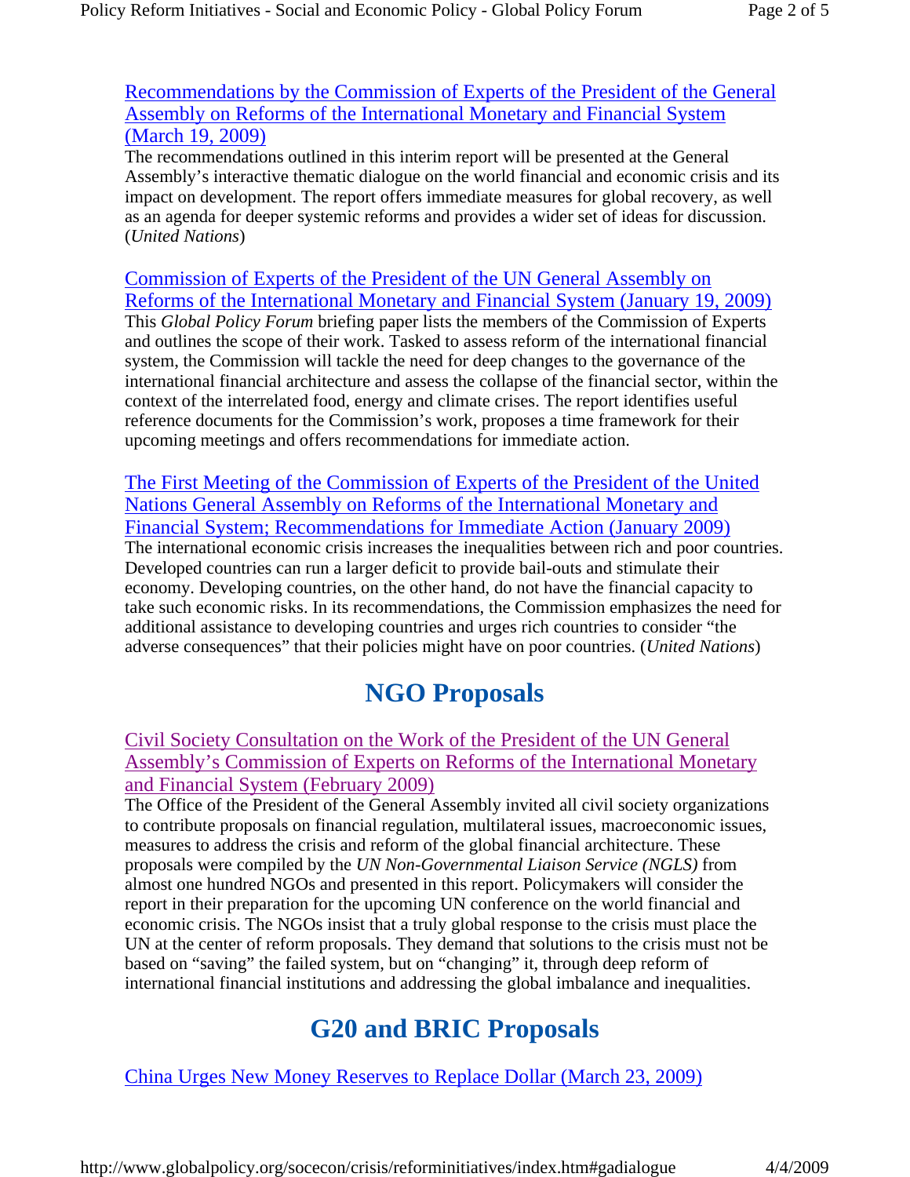[Recommendations by the Commission of Experts of the President of the General Assembly on Reforms of the International Monetary and Financial System (March 19, 2009)]
The recommendations outlined in this interim report will be presented at the General Assembly's interactive thematic dialogue on the world financial and economic crisis and its impact on development. The report offers immediate measures for global recovery, as well as an agenda for deeper systemic reforms and provides a wider set of ideas for discussion. (*United Nations*)

[Commission of Experts of the President of the UN General Assembly on Reforms of the International Monetary and Financial System (January 19, 2009)]
This *Global Policy Forum* briefing paper lists the members of the Commission of Experts and outlines the scope of their work. Tasked to assess reform of the international financial system, the Commission will tackle the need for deep changes to the governance of the international financial architecture and assess the collapse of the financial sector, within the context of the interrelated food, energy and climate crises. The report identifies useful reference documents for the Commission's work, proposes a time framework for their upcoming meetings and offers recommendations for immediate action.

[The First Meeting of the Commission of Experts of the President of the United Nations General Assembly on Reforms of the International Monetary and Financial System; Recommendations for Immediate Action (January 2009)]
The international economic crisis increases the inequalities between rich and poor countries. Developed countries can run a larger deficit to provide bail-outs and stimulate their economy. Developing countries, on the other hand, do not have the financial capacity to take such economic risks. In its recommendations, the Commission emphasizes the need for additional assistance to developing countries and urges rich countries to consider "the adverse consequences" that their policies might have on poor countries. (*United Nations*)

## NGO Proposals

[Civil Society Consultation on the Work of the President of the UN General Assembly's Commission of Experts on Reforms of the International Monetary and Financial System (February 2009)]
The Office of the President of the General Assembly invited all civil society organizations to contribute proposals on financial regulation, multilateral issues, macroeconomic issues, measures to address the crisis and reform of the global financial architecture. These proposals were compiled by the *UN Non-Governmental Liaison Service (NGLS)* from almost one hundred NGOs and presented in this report. Policymakers will consider the report in their preparation for the upcoming UN conference on the world financial and economic crisis. The NGOs insist that a truly global response to the crisis must place the UN at the center of reform proposals. They demand that solutions to the crisis must not be based on "saving" the failed system, but on "changing" it, through deep reform of international financial institutions and addressing the global imbalance and inequalities.

## G20 and BRIC Proposals

[China Urges New Money Reserves to Replace Dollar (March 23, 2009)]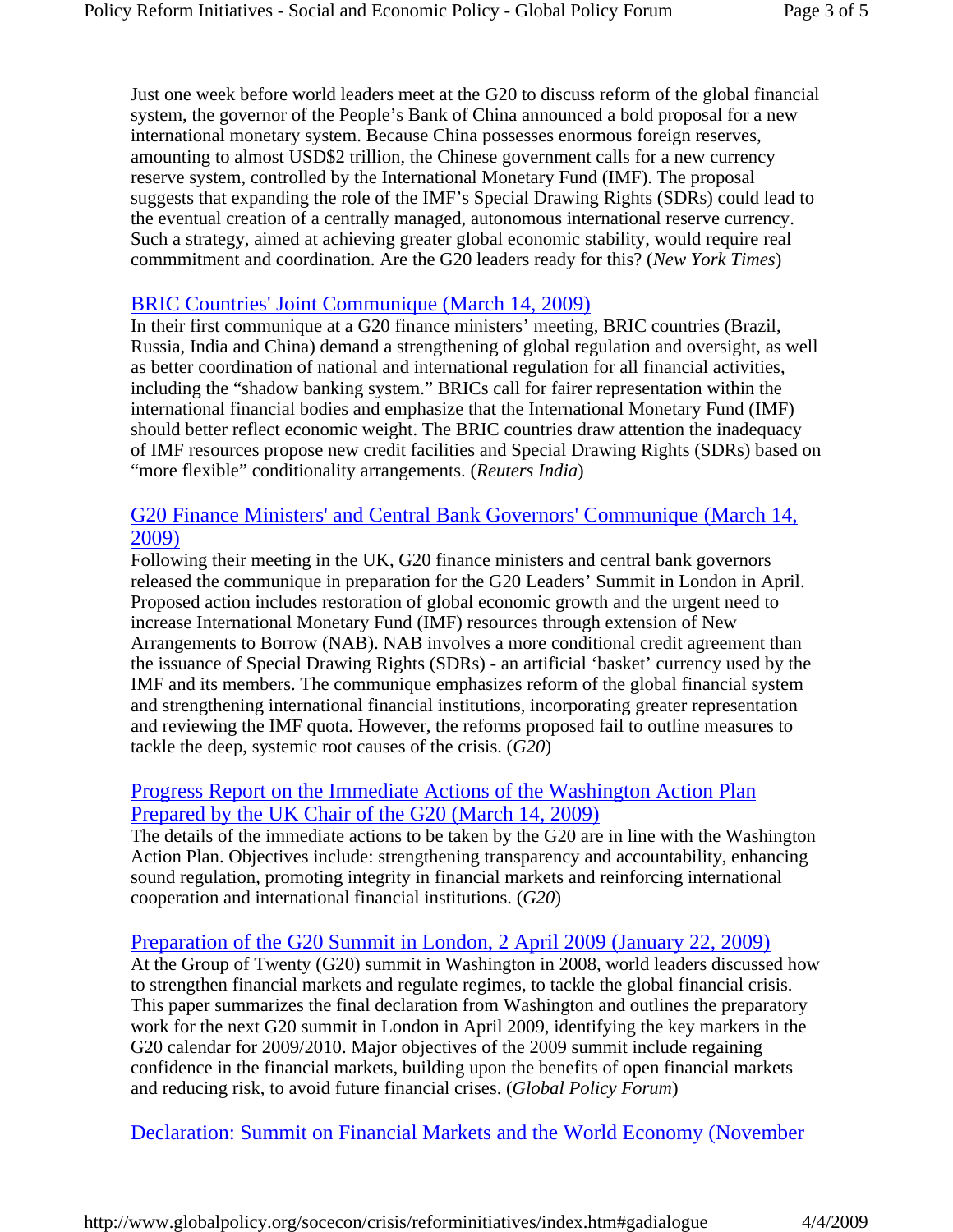Just one week before world leaders meet at the G20 to discuss reform of the global financial system, the governor of the People's Bank of China announced a bold proposal for a new international monetary system. Because China possesses enormous foreign reserves, amounting to almost USD$2 trillion, the Chinese government calls for a new currency reserve system, controlled by the International Monetary Fund (IMF). The proposal suggests that expanding the role of the IMF's Special Drawing Rights (SDRs) could lead to the eventual creation of a centrally managed, autonomous international reserve currency. Such a strategy, aimed at achieving greater global economic stability, would require real commmitment and coordination. Are the G20 leaders ready for this? (*New York Times*)

[BRIC Countries' Joint Communique (March 14, 2009)]

In their first communique at a G20 finance ministers' meeting, BRIC countries (Brazil, Russia, India and China) demand a strengthening of global regulation and oversight, as well as better coordination of national and international regulation for all financial activities, including the "shadow banking system." BRICs call for fairer representation within the international financial bodies and emphasize that the International Monetary Fund (IMF) should better reflect economic weight. The BRIC countries draw attention the inadequacy of IMF resources propose new credit facilities and Special Drawing Rights (SDRs) based on "more flexible" conditionality arrangements. (*Reuters India*)

[G20 Finance Ministers' and Central Bank Governors' Communique (March 14, 2009)]

Following their meeting in the UK, G20 finance ministers and central bank governors released the communique in preparation for the G20 Leaders' Summit in London in April. Proposed action includes restoration of global economic growth and the urgent need to increase International Monetary Fund (IMF) resources through extension of New Arrangements to Borrow (NAB). NAB involves a more conditional credit agreement than the issuance of Special Drawing Rights (SDRs) - an artificial 'basket' currency used by the IMF and its members. The communique emphasizes reform of the global financial system and strengthening international financial institutions, incorporating greater representation and reviewing the IMF quota. However, the reforms proposed fail to outline measures to tackle the deep, systemic root causes of the crisis. (*G20*)

[Progress Report on the Immediate Actions of the Washington Action Plan Prepared by the UK Chair of the G20 (March 14, 2009)]

The details of the immediate actions to be taken by the G20 are in line with the Washington Action Plan. Objectives include: strengthening transparency and accountability, enhancing sound regulation, promoting integrity in financial markets and reinforcing international cooperation and international financial institutions. (*G20*)

[Preparation of the G20 Summit in London, 2 April 2009 (January 22, 2009)]

At the Group of Twenty (G20) summit in Washington in 2008, world leaders discussed how to strengthen financial markets and regulate regimes, to tackle the global financial crisis. This paper summarizes the final declaration from Washington and outlines the preparatory work for the next G20 summit in London in April 2009, identifying the key markers in the G20 calendar for 2009/2010. Major objectives of the 2009 summit include regaining confidence in the financial markets, building upon the benefits of open financial markets and reducing risk, to avoid future financial crises. (*Global Policy Forum*)

[Declaration: Summit on Financial Markets and the World Economy (November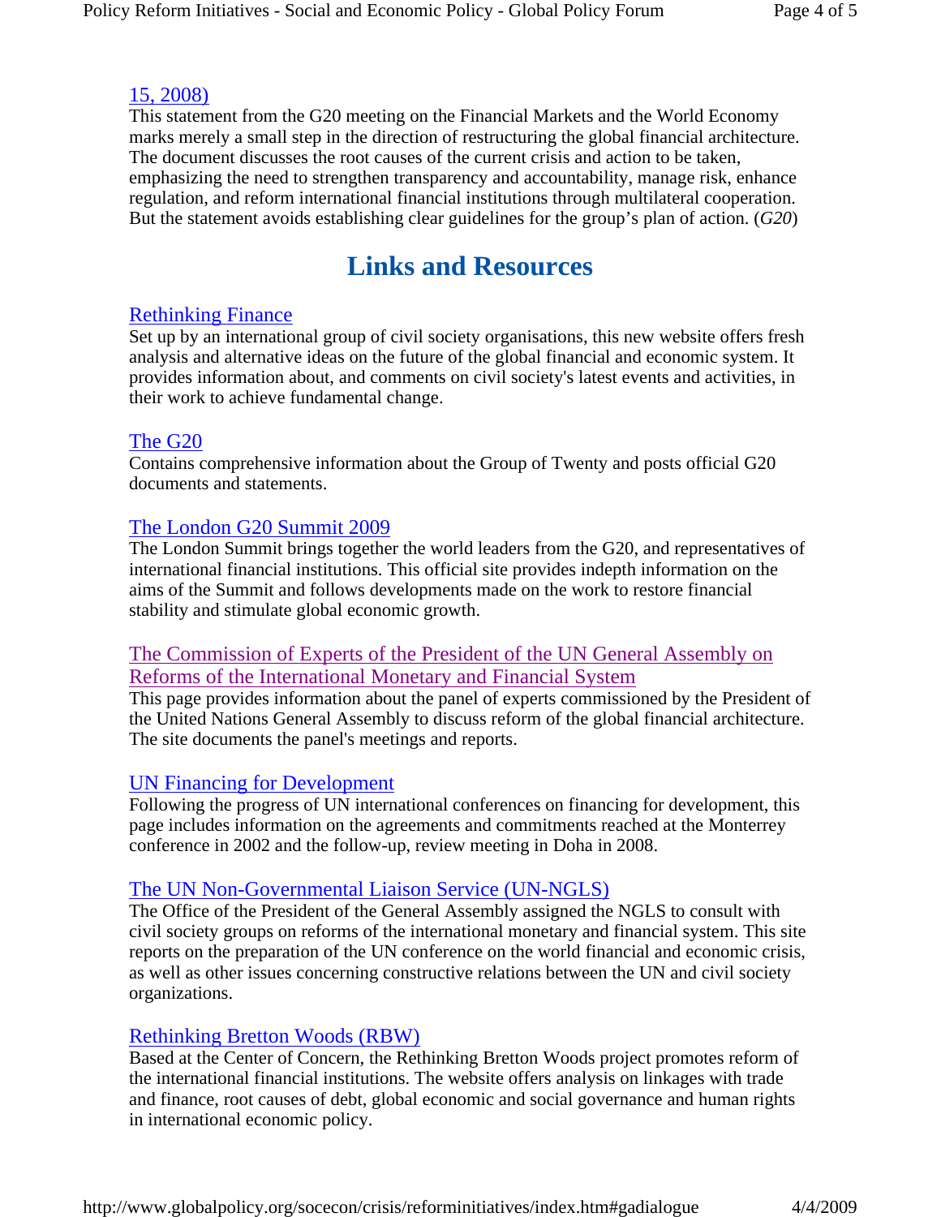15, 2008)

This statement from the G20 meeting on the Financial Markets and the World Economy marks merely a small step in the direction of restructuring the global financial architecture. The document discusses the root causes of the current crisis and action to be taken, emphasizing the need to strengthen transparency and accountability, manage risk, enhance regulation, and reform international financial institutions through multilateral cooperation. But the statement avoids establishing clear guidelines for the group's plan of action. (*G20*)

# Links and Resources

Rethinking Finance

Set up by an international group of civil society organisations, this new website offers fresh analysis and alternative ideas on the future of the global financial and economic system. It provides information about, and comments on civil society's latest events and activities, in their work to achieve fundamental change.

The G20

Contains comprehensive information about the Group of Twenty and posts official G20 documents and statements.

The London G20 Summit 2009

The London Summit brings together the world leaders from the G20, and representatives of international financial institutions. This official site provides indepth information on the aims of the Summit and follows developments made on the work to restore financial stability and stimulate global economic growth.

The Commission of Experts of the President of the UN General Assembly on Reforms of the International Monetary and Financial System

This page provides information about the panel of experts commissioned by the President of the United Nations General Assembly to discuss reform of the global financial architecture. The site documents the panel's meetings and reports.

UN Financing for Development

Following the progress of UN international conferences on financing for development, this page includes information on the agreements and commitments reached at the Monterrey conference in 2002 and the follow-up, review meeting in Doha in 2008.

The UN Non-Governmental Liaison Service (UN-NGLS)

The Office of the President of the General Assembly assigned the NGLS to consult with civil society groups on reforms of the international monetary and financial system. This site reports on the preparation of the UN conference on the world financial and economic crisis, as well as other issues concerning constructive relations between the UN and civil society organizations.

Rethinking Bretton Woods (RBW)

Based at the Center of Concern, the Rethinking Bretton Woods project promotes reform of the international financial institutions. The website offers analysis on linkages with trade and finance, root causes of debt, global economic and social governance and human rights in international economic policy.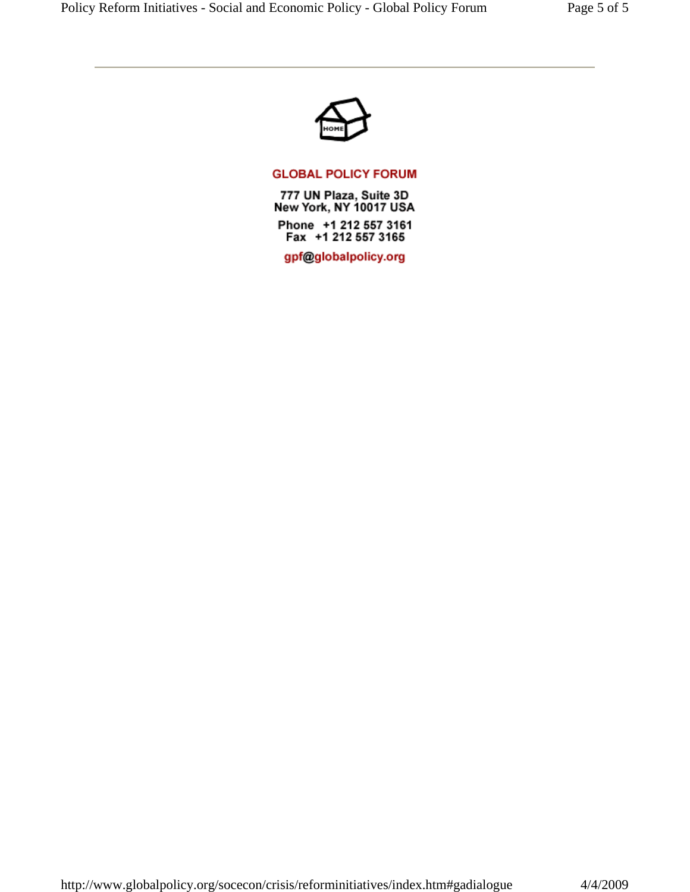---

HOME

**GLOBAL POLICY FORUM**

777 UN Plaza, Suite 3D
New York, NY 10017 USA

Phone +1 212 557 3161
Fax +1 212 557 3165

gpf@globalpolicy.org